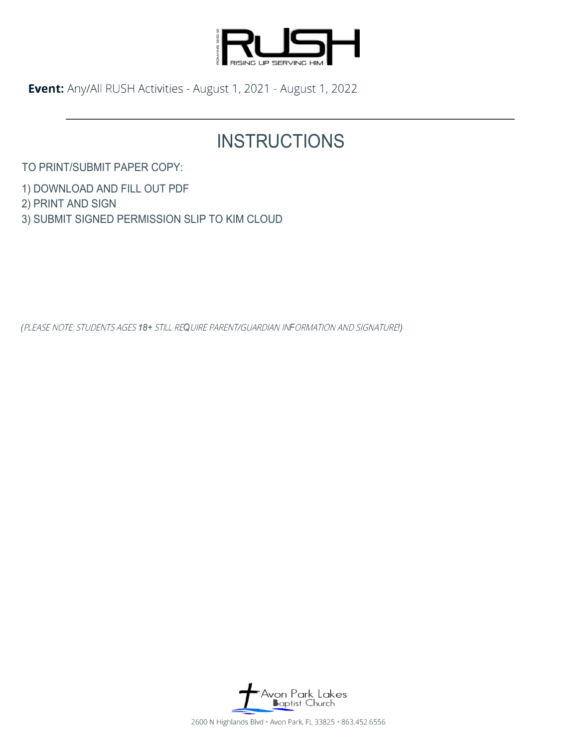RUSH

RISING UP SERVING HIM

**Event:** Any/All RUSH Activities - August 1, 2021 - August 1, 2022

# INSTRUCTIONS

TO PRINT/SUBMIT PAPER COPY:

1) DOWNLOAD AND FILL OUT PDF
2) PRINT AND SIGN
3) SUBMIT SIGNED PERMISSION SLIP TO KIM CLOUD

*(PLEASE NOTE: STUDENTS AGES 18+ STILL REQUIRE PARENT/GUARDIAN INFORMATION AND SIGNATURE!)*

Avon Park Lakes Baptist Church

2600 N Highlands Blvd • Avon Park, FL 33825 • 863.452.6556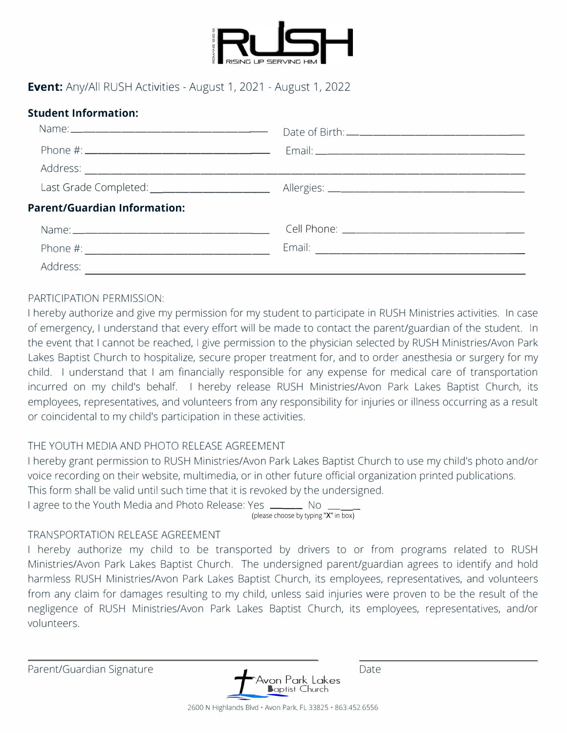RUSH

ROMANS 12:10-12

RISING UP SERVING HIM

**Event:** Any/All RUSH Activities - August 1, 2021 - August 1, 2022

**Student Information:**

Name: ______________________________ Date of Birth: ______________________________

Phone #: ______________________________ Email: ______________________________

Address: ____________________________________________________________

Last Grade Completed: ____________________ Allergies: ______________________________

**Parent/Guardian Information:**

Name: ______________________________ Cell Phone: ______________________________

Phone #: ______________________________ Email: ______________________________

Address: ____________________________________________________________

PARTICIPATION PERMISSION:

I hereby authorize and give my permission for my student to participate in RUSH Ministries activities. In case of emergency, I understand that every effort will be made to contact the parent/guardian of the student. In the event that I cannot be reached, I give permission to the physician selected by RUSH Ministries/Avon Park Lakes Baptist Church to hospitalize, secure proper treatment for, and to order anesthesia or surgery for my child. I understand that I am financially responsible for any expense for medical care of transportation incurred on my child's behalf. I hereby release RUSH Ministries/Avon Park Lakes Baptist Church, its employees, representatives, and volunteers from any responsibility for injuries or illness occurring as a result or coincidental to my child's participation in these activities.

THE YOUTH MEDIA AND PHOTO RELEASE AGREEMENT

I hereby grant permission to RUSH Ministries/Avon Park Lakes Baptist Church to use my child's photo and/or voice recording on their website, multimedia, or in other future official organization printed publications. This form shall be valid until such time that it is revoked by the undersigned.

I agree to the Youth Media and Photo Release: Yes ______ No ______

(please choose by typing "**X**" in box)

TRANSPORTATION RELEASE AGREEMENT

I hereby authorize my child to be transported by drivers to or from programs related to RUSH Ministries/Avon Park Lakes Baptist Church. The undersigned parent/guardian agrees to identify and hold harmless RUSH Ministries/Avon Park Lakes Baptist Church, its employees, representatives, and volunteers from any claim for damages resulting to my child, unless said injuries were proven to be the result of the negligence of RUSH Ministries/Avon Park Lakes Baptist Church, its employees, representatives, and/or volunteers.

______________________________ ______________________________

Parent/Guardian Signature Date

Avon Park Lakes Baptist Church

2600 N Highlands Blvd • Avon Park, FL 33825 • 863.452.6556